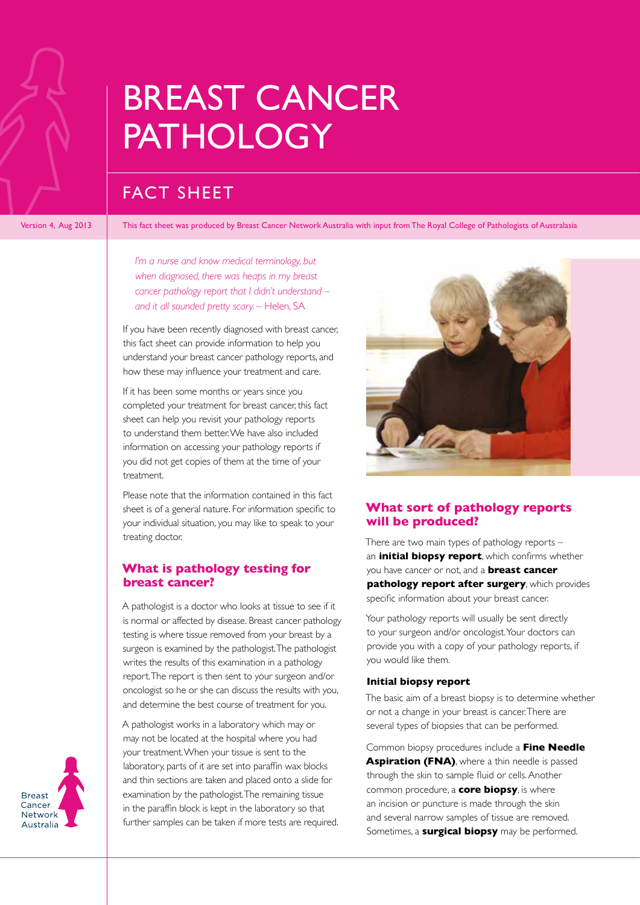# BREAST CANCER PATHOLOGY

## FACT SHEET

Version 4, Aug 2013

This fact sheet was produced by Breast Cancer Network Australia with input from The Royal College of Pathologists of Australasia

*I'm a nurse and know medical terminology, but when diagnosed, there was heaps in my breast cancer pathology report that I didn't understand – and it all sounded pretty scary.* – Helen, SA

If you have been recently diagnosed with breast cancer, this fact sheet can provide information to help you understand your breast cancer pathology reports, and how these may influence your treatment and care.

If it has been some months or years since you completed your treatment for breast cancer, this fact sheet can help you revisit your pathology reports to understand them better. We have also included information on accessing your pathology reports if you did not get copies of them at the time of your treatment.

Please note that the information contained in this fact sheet is of a general nature. For information specific to your individual situation, you may like to speak to your treating doctor.

### What is pathology testing for breast cancer?

A pathologist is a doctor who looks at tissue to see if it is normal or affected by disease. Breast cancer pathology testing is where tissue removed from your breast by a surgeon is examined by the pathologist. The pathologist writes the results of this examination in a pathology report. The report is then sent to your surgeon and/or oncologist so he or she can discuss the results with you, and determine the best course of treatment for you.

A pathologist works in a laboratory which may or may not be located at the hospital where you had your treatment. When your tissue is sent to the laboratory, parts of it are set into paraffin wax blocks and thin sections are taken and placed onto a slide for examination by the pathologist. The remaining tissue in the paraffin block is kept in the laboratory so that further samples can be taken if more tests are required.

### What sort of pathology reports will be produced?

There are two main types of pathology reports – an **initial biopsy report**, which confirms whether you have cancer or not, and a **breast cancer pathology report after surgery**, which provides specific information about your breast cancer.

Your pathology reports will usually be sent directly to your surgeon and/or oncologist. Your doctors can provide you with a copy of your pathology reports, if you would like them.

#### Initial biopsy report

The basic aim of a breast biopsy is to determine whether or not a change in your breast is cancer. There are several types of biopsies that can be performed.

Common biopsy procedures include a **Fine Needle Aspiration (FNA)**, where a thin needle is passed through the skin to sample fluid or cells. Another common procedure, a **core biopsy**, is where an incision or puncture is made through the skin and several narrow samples of tissue are removed. Sometimes, a **surgical biopsy** may be performed.

Breast Cancer Network Australia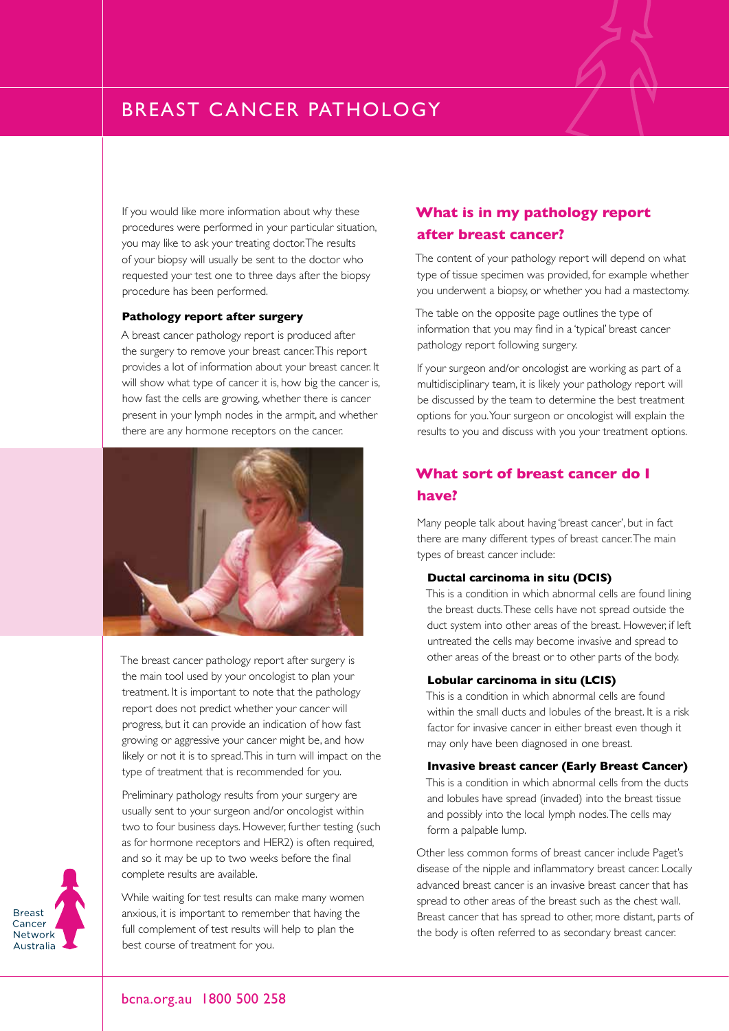# BREAST CANCER PATHOLOGY

If you would like more information about why these procedures were performed in your particular situation, you may like to ask your treating doctor. The results of your biopsy will usually be sent to the doctor who requested your test one to three days after the biopsy procedure has been performed.

**Pathology report after surgery**

A breast cancer pathology report is produced after the surgery to remove your breast cancer. This report provides a lot of information about your breast cancer. It will show what type of cancer it is, how big the cancer is, how fast the cells are growing, whether there is cancer present in your lymph nodes in the armpit, and whether there are any hormone receptors on the cancer.

The breast cancer pathology report after surgery is the main tool used by your oncologist to plan your treatment. It is important to note that the pathology report does not predict whether your cancer will progress, but it can provide an indication of how fast growing or aggressive your cancer might be, and how likely or not it is to spread. This in turn will impact on the type of treatment that is recommended for you.

Preliminary pathology results from your surgery are usually sent to your surgeon and/or oncologist within two to four business days. However, further testing (such as for hormone receptors and HER2) is often required, and so it may be up to two weeks before the final complete results are available.

While waiting for test results can make many women anxious, it is important to remember that having the full complement of test results will help to plan the best course of treatment for you.

## What is in my pathology report after breast cancer?

The content of your pathology report will depend on what type of tissue specimen was provided, for example whether you underwent a biopsy, or whether you had a mastectomy.

The table on the opposite page outlines the type of information that you may find in a 'typical' breast cancer pathology report following surgery.

If your surgeon and/or oncologist are working as part of a multidisciplinary team, it is likely your pathology report will be discussed by the team to determine the best treatment options for you. Your surgeon or oncologist will explain the results to you and discuss with you your treatment options.

## What sort of breast cancer do I have?

Many people talk about having 'breast cancer', but in fact there are many different types of breast cancer. The main types of breast cancer include:

**Ductal carcinoma in situ (DCIS)**

This is a condition in which abnormal cells are found lining the breast ducts. These cells have not spread outside the duct system into other areas of the breast. However, if left untreated the cells may become invasive and spread to other areas of the breast or to other parts of the body.

**Lobular carcinoma in situ (LCIS)**

This is a condition in which abnormal cells are found within the small ducts and lobules of the breast. It is a risk factor for invasive cancer in either breast even though it may only have been diagnosed in one breast.

**Invasive breast cancer (Early Breast Cancer)**

This is a condition in which abnormal cells from the ducts and lobules have spread (invaded) into the breast tissue and possibly into the local lymph nodes. The cells may form a palpable lump.

Other less common forms of breast cancer include Paget's disease of the nipple and inflammatory breast cancer. Locally advanced breast cancer is an invasive breast cancer that has spread to other areas of the breast such as the chest wall. Breast cancer that has spread to other, more distant, parts of the body is often referred to as secondary breast cancer.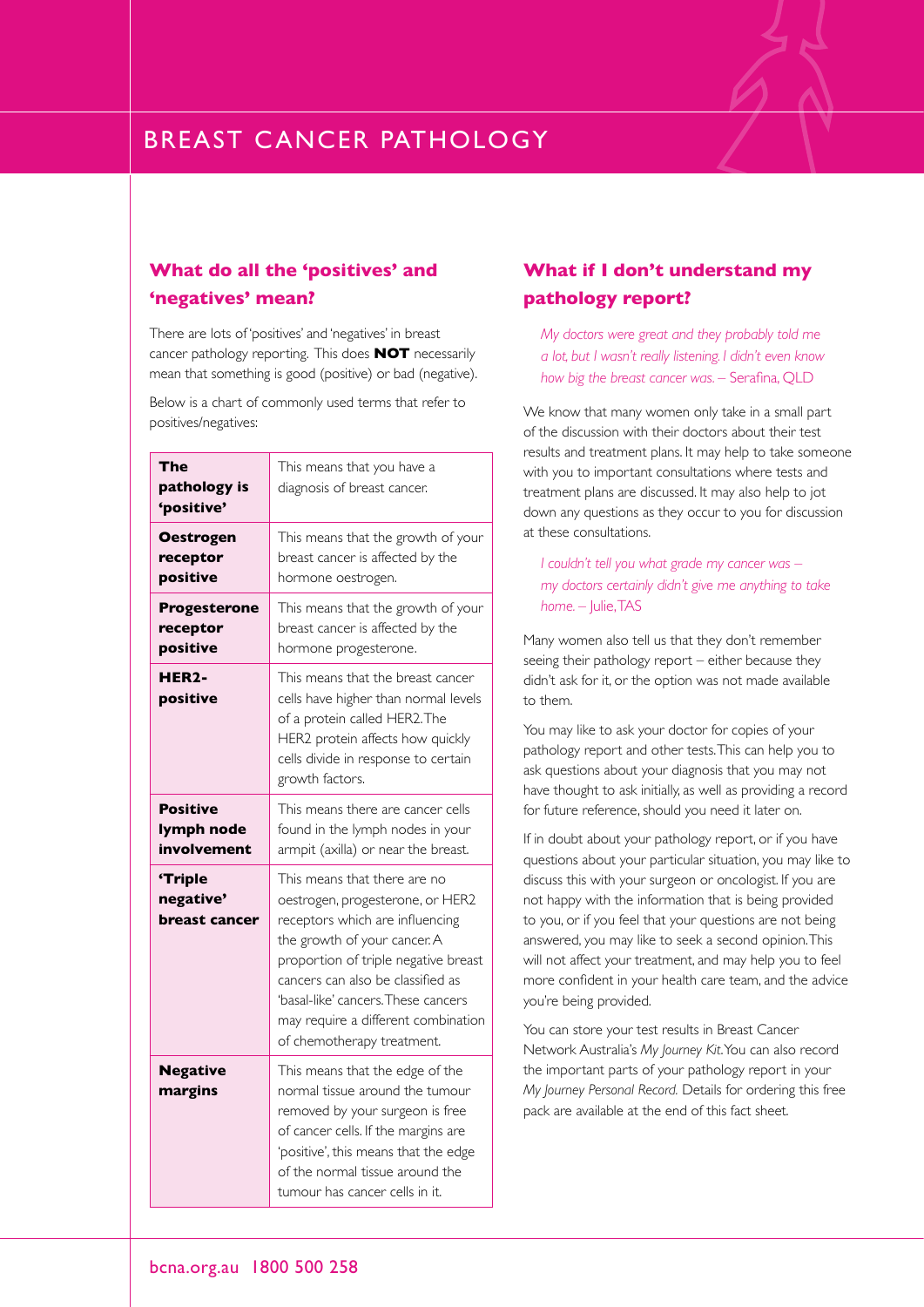# BREAST CANCER PATHOLOGY

## What do all the 'positives' and 'negatives' mean?

There are lots of 'positives' and 'negatives' in breast cancer pathology reporting. This does **NOT** necessarily mean that something is good (positive) or bad (negative).

Below is a chart of commonly used terms that refer to positives/negatives:

| | |
|---|---|
| **The pathology is 'positive'** | This means that you have a diagnosis of breast cancer. |
| **Oestrogen receptor positive** | This means that the growth of your breast cancer is affected by the hormone oestrogen. |
| **Progesterone receptor positive** | This means that the growth of your breast cancer is affected by the hormone progesterone. |
| **HER2-positive** | This means that the breast cancer cells have higher than normal levels of a protein called HER2. The HER2 protein affects how quickly cells divide in response to certain growth factors. |
| **Positive lymph node involvement** | This means there are cancer cells found in the lymph nodes in your armpit (axilla) or near the breast. |
| **'Triple negative' breast cancer** | This means that there are no oestrogen, progesterone, or HER2 receptors which are influencing the growth of your cancer. A proportion of triple negative breast cancers can also be classified as 'basal-like' cancers. These cancers may require a different combination of chemotherapy treatment. |
| **Negative margins** | This means that the edge of the normal tissue around the tumour removed by your surgeon is free of cancer cells. If the margins are 'positive', this means that the edge of the normal tissue around the tumour has cancer cells in it. |

## What if I don't understand my pathology report?

*My doctors were great and they probably told me a lot, but I wasn't really listening. I didn't even know how big the breast cancer was.* – Serafina, QLD

We know that many women only take in a small part of the discussion with their doctors about their test results and treatment plans. It may help to take someone with you to important consultations where tests and treatment plans are discussed. It may also help to jot down any questions as they occur to you for discussion at these consultations.

*I couldn't tell you what grade my cancer was – my doctors certainly didn't give me anything to take home.* – Julie, TAS

Many women also tell us that they don't remember seeing their pathology report – either because they didn't ask for it, or the option was not made available to them.

You may like to ask your doctor for copies of your pathology report and other tests. This can help you to ask questions about your diagnosis that you may not have thought to ask initially, as well as providing a record for future reference, should you need it later on.

If in doubt about your pathology report, or if you have questions about your particular situation, you may like to discuss this with your surgeon or oncologist. If you are not happy with the information that is being provided to you, or if you feel that your questions are not being answered, you may like to seek a second opinion. This will not affect your treatment, and may help you to feel more confident in your health care team, and the advice you're being provided.

You can store your test results in Breast Cancer Network Australia's *My Journey Kit*. You can also record the important parts of your pathology report in your *My Journey Personal Record.* Details for ordering this free pack are available at the end of this fact sheet.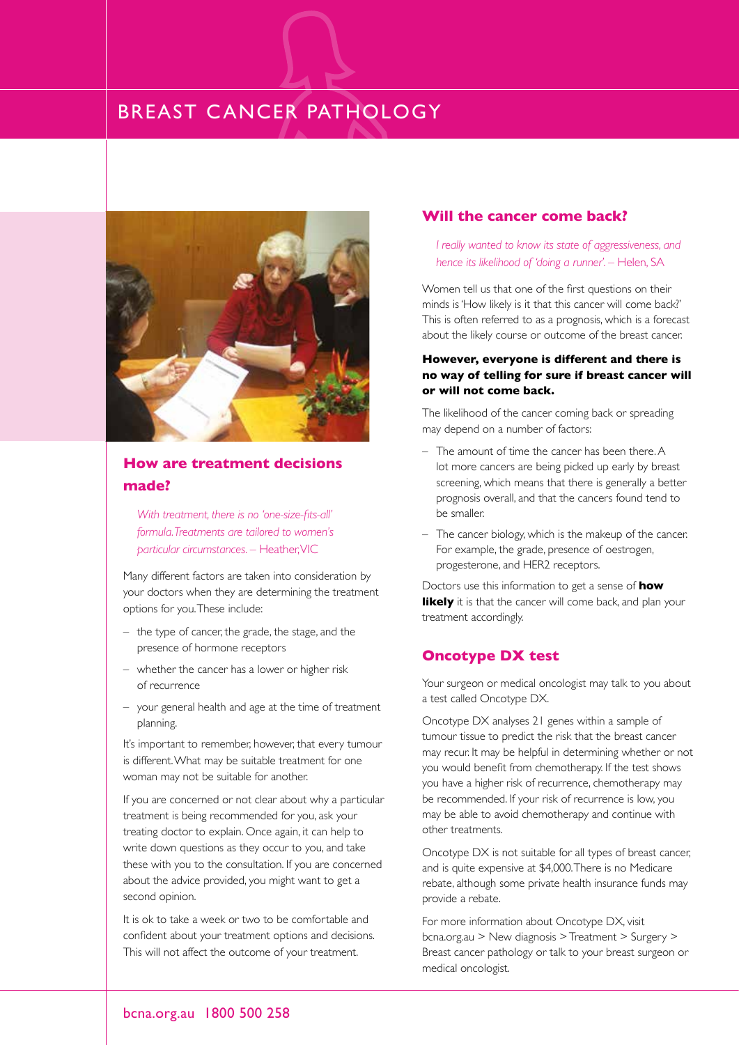# BREAST CANCER PATHOLOGY

## How are treatment decisions made?

*With treatment, there is no 'one-size-fits-all' formula. Treatments are tailored to women's particular circumstances.* – Heather, VIC

Many different factors are taken into consideration by your doctors when they are determining the treatment options for you. These include:

- the type of cancer, the grade, the stage, and the presence of hormone receptors
- whether the cancer has a lower or higher risk of recurrence
- your general health and age at the time of treatment planning.

It's important to remember, however, that every tumour is different. What may be suitable treatment for one woman may not be suitable for another.

If you are concerned or not clear about why a particular treatment is being recommended for you, ask your treating doctor to explain. Once again, it can help to write down questions as they occur to you, and take these with you to the consultation. If you are concerned about the advice provided, you might want to get a second opinion.

It is ok to take a week or two to be comfortable and confident about your treatment options and decisions. This will not affect the outcome of your treatment.

## Will the cancer come back?

*I really wanted to know its state of aggressiveness, and hence its likelihood of 'doing a runner'.* – Helen, SA

Women tell us that one of the first questions on their minds is 'How likely is it that this cancer will come back?' This is often referred to as a prognosis, which is a forecast about the likely course or outcome of the breast cancer.

**However, everyone is different and there is no way of telling for sure if breast cancer will or will not come back.**

The likelihood of the cancer coming back or spreading may depend on a number of factors:

- The amount of time the cancer has been there. A lot more cancers are being picked up early by breast screening, which means that there is generally a better prognosis overall, and that the cancers found tend to be smaller.
- The cancer biology, which is the makeup of the cancer. For example, the grade, presence of oestrogen, progesterone, and HER2 receptors.

Doctors use this information to get a sense of **how likely** it is that the cancer will come back, and plan your treatment accordingly.

## Oncotype DX test

Your surgeon or medical oncologist may talk to you about a test called Oncotype DX.

Oncotype DX analyses 21 genes within a sample of tumour tissue to predict the risk that the breast cancer may recur. It may be helpful in determining whether or not you would benefit from chemotherapy. If the test shows you have a higher risk of recurrence, chemotherapy may be recommended. If your risk of recurrence is low, you may be able to avoid chemotherapy and continue with other treatments.

Oncotype DX is not suitable for all types of breast cancer, and is quite expensive at $4,000. There is no Medicare rebate, although some private health insurance funds may provide a rebate.

For more information about Oncotype DX, visit bcna.org.au > New diagnosis > Treatment > Surgery > Breast cancer pathology or talk to your breast surgeon or medical oncologist.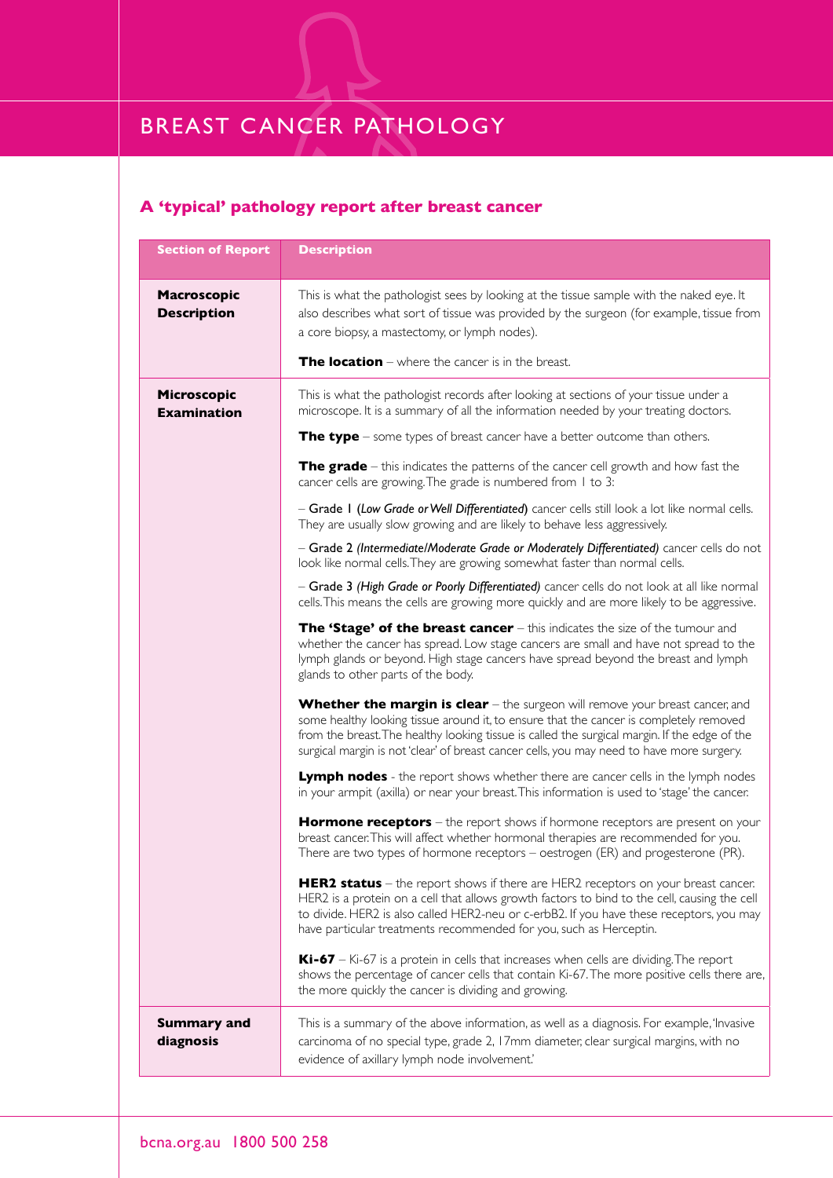# BREAST CANCER PATHOLOGY

## A 'typical' pathology report after breast cancer

| Section of Report | Description |
|---|---|
| **Macroscopic Description** | This is what the pathologist sees by looking at the tissue sample with the naked eye. It also describes what sort of tissue was provided by the surgeon (for example, tissue from a core biopsy, a mastectomy, or lymph nodes).<br><br>**The location** – where the cancer is in the breast. |
| **Microscopic Examination** | This is what the pathologist records after looking at sections of your tissue under a microscope. It is a summary of all the information needed by your treating doctors.<br><br>**The type** – some types of breast cancer have a better outcome than others.<br><br>**The grade** – this indicates the patterns of the cancer cell growth and how fast the cancer cells are growing. The grade is numbered from 1 to 3:<br><br>– Grade 1 (*Low Grade or Well Differentiated*) cancer cells still look a lot like normal cells. They are usually slow growing and are likely to behave less aggressively.<br><br>– Grade 2 *(Intermediate/Moderate Grade or Moderately Differentiated)* cancer cells do not look like normal cells. They are growing somewhat faster than normal cells.<br><br>– Grade 3 *(High Grade or Poorly Differentiated)* cancer cells do not look at all like normal cells. This means the cells are growing more quickly and are more likely to be aggressive.<br><br>**The 'Stage' of the breast cancer** – this indicates the size of the tumour and whether the cancer has spread. Low stage cancers are small and have not spread to the lymph glands or beyond. High stage cancers have spread beyond the breast and lymph glands to other parts of the body.<br><br>**Whether the margin is clear** – the surgeon will remove your breast cancer, and some healthy looking tissue around it, to ensure that the cancer is completely removed from the breast. The healthy looking tissue is called the surgical margin. If the edge of the surgical margin is not 'clear' of breast cancer cells, you may need to have more surgery.<br><br>**Lymph nodes** - the report shows whether there are cancer cells in the lymph nodes in your armpit (axilla) or near your breast. This information is used to 'stage' the cancer.<br><br>**Hormone receptors** – the report shows if hormone receptors are present on your breast cancer. This will affect whether hormonal therapies are recommended for you. There are two types of hormone receptors – oestrogen (ER) and progesterone (PR).<br><br>**HER2 status** – the report shows if there are HER2 receptors on your breast cancer. HER2 is a protein on a cell that allows growth factors to bind to the cell, causing the cell to divide. HER2 is also called HER2-neu or c-erbB2. If you have these receptors, you may have particular treatments recommended for you, such as Herceptin.<br><br>**Ki-67** – Ki-67 is a protein in cells that increases when cells are dividing. The report shows the percentage of cancer cells that contain Ki-67. The more positive cells there are, the more quickly the cancer is dividing and growing. |
| **Summary and diagnosis** | This is a summary of the above information, as well as a diagnosis. For example, 'Invasive carcinoma of no special type, grade 2, 17mm diameter, clear surgical margins, with no evidence of axillary lymph node involvement.' |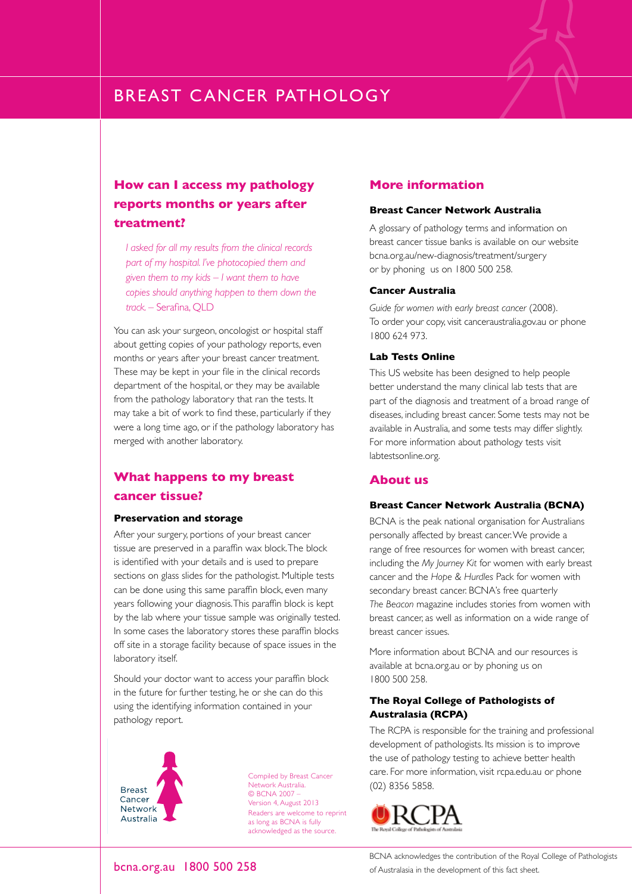# BREAST CANCER PATHOLOGY

## How can I access my pathology reports months or years after treatment?

*I asked for all my results from the clinical records part of my hospital. I've photocopied them and given them to my kids – I want them to have copies should anything happen to them down the track.* – Serafina, QLD

You can ask your surgeon, oncologist or hospital staff about getting copies of your pathology reports, even months or years after your breast cancer treatment. These may be kept in your file in the clinical records department of the hospital, or they may be available from the pathology laboratory that ran the tests. It may take a bit of work to find these, particularly if they were a long time ago, or if the pathology laboratory has merged with another laboratory.

## What happens to my breast cancer tissue?

### Preservation and storage

After your surgery, portions of your breast cancer tissue are preserved in a paraffin wax block. The block is identified with your details and is used to prepare sections on glass slides for the pathologist. Multiple tests can be done using this same paraffin block, even many years following your diagnosis. This paraffin block is kept by the lab where your tissue sample was originally tested. In some cases the laboratory stores these paraffin blocks off site in a storage facility because of space issues in the laboratory itself.

Should your doctor want to access your paraffin block in the future for further testing, he or she can do this using the identifying information contained in your pathology report.

Breast Cancer Network Australia

Compiled by Breast Cancer Network Australia.
© BCNA 2007 –
Version 4, August 2013
Readers are welcome to reprint as long as BCNA is fully acknowledged as the source.

## More information

### Breast Cancer Network Australia

A glossary of pathology terms and information on breast cancer tissue banks is available on our website bcna.org.au/new-diagnosis/treatment/surgery or by phoning us on 1800 500 258.

### Cancer Australia

*Guide for women with early breast cancer* (2008). To order your copy, visit canceraustralia.gov.au or phone 1800 624 973.

### Lab Tests Online

This US website has been designed to help people better understand the many clinical lab tests that are part of the diagnosis and treatment of a broad range of diseases, including breast cancer. Some tests may not be available in Australia, and some tests may differ slightly. For more information about pathology tests visit labtestsonline.org.

## About us

### Breast Cancer Network Australia (BCNA)

BCNA is the peak national organisation for Australians personally affected by breast cancer. We provide a range of free resources for women with breast cancer, including the *My Journey Kit* for women with early breast cancer and the *Hope & Hurdles* Pack for women with secondary breast cancer. BCNA's free quarterly *The Beacon* magazine includes stories from women with breast cancer, as well as information on a wide range of breast cancer issues.

More information about BCNA and our resources is available at bcna.org.au or by phoning us on 1800 500 258.

### The Royal College of Pathologists of Australasia (RCPA)

The RCPA is responsible for the training and professional development of pathologists. Its mission is to improve the use of pathology testing to achieve better health care. For more information, visit rcpa.edu.au or phone (02) 8356 5858.

RCPA The Royal College of Pathologists of Australasia

bcna.org.au 1800 500 258

BCNA acknowledges the contribution of the Royal College of Pathologists of Australasia in the development of this fact sheet.